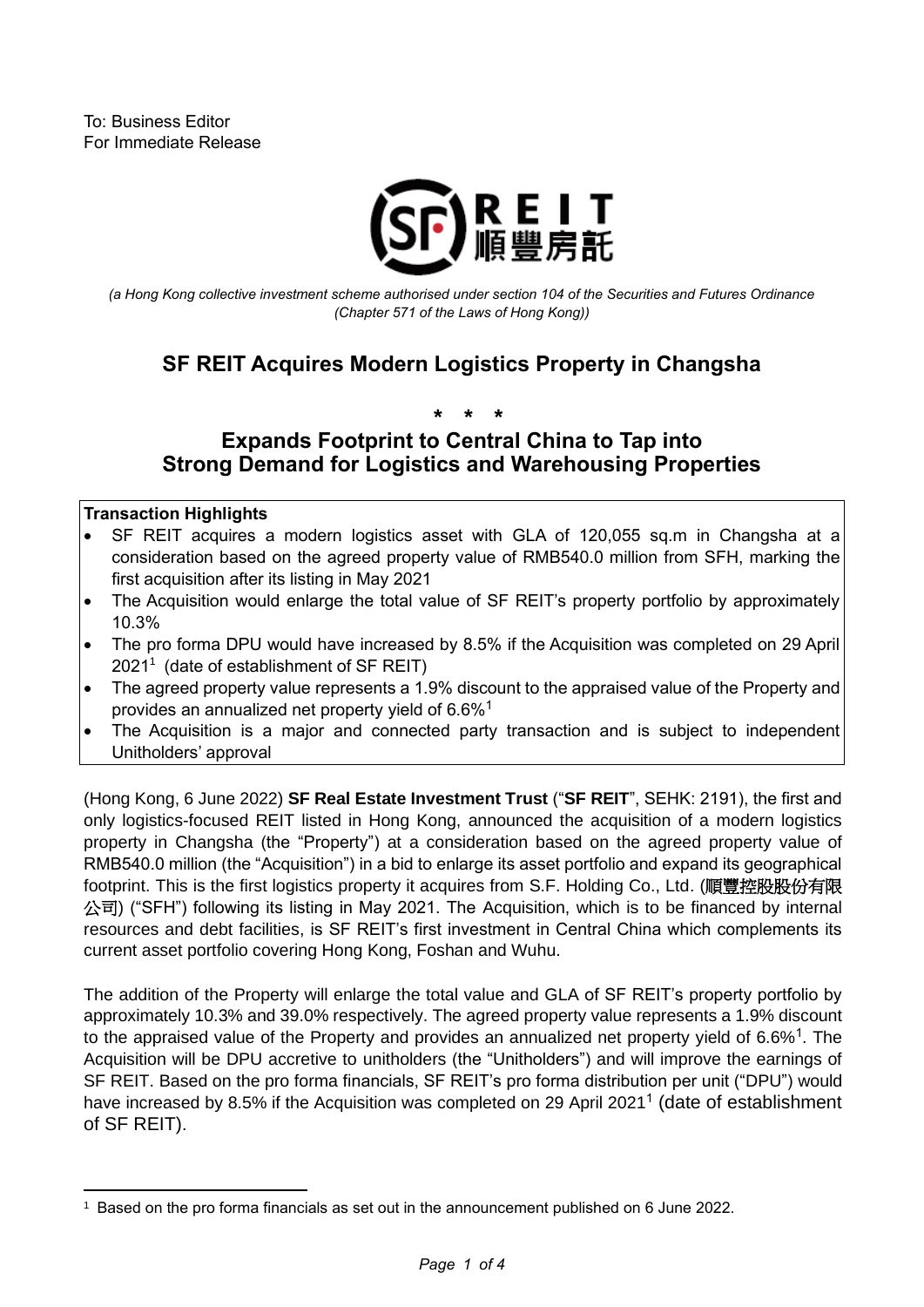To: Business Editor
For Immediate Release

*(a Hong Kong collective investment scheme authorised under section 104 of the Securities and Futures Ordinance (Chapter 571 of the Laws of Hong Kong))*

# SF REIT Acquires Modern Logistics Property in Changsha

\* \* \*

## Expands Footprint to Central China to Tap into Strong Demand for Logistics and Warehousing Properties

**Transaction Highlights**

- SF REIT acquires a modern logistics asset with GLA of 120,055 sq.m in Changsha at a consideration based on the agreed property value of RMB540.0 million from SFH, marking the first acquisition after its listing in May 2021
- The Acquisition would enlarge the total value of SF REIT's property portfolio by approximately 10.3%
- The pro forma DPU would have increased by 8.5% if the Acquisition was completed on 29 April 2021[1] (date of establishment of SF REIT)
- The agreed property value represents a 1.9% discount to the appraised value of the Property and provides an annualized net property yield of 6.6%[1]
- The Acquisition is a major and connected party transaction and is subject to independent Unitholders' approval

(Hong Kong, 6 June 2022) **SF Real Estate Investment Trust** ("**SF REIT**", SEHK: 2191), the first and only logistics-focused REIT listed in Hong Kong, announced the acquisition of a modern logistics property in Changsha (the "Property") at a consideration based on the agreed property value of RMB540.0 million (the "Acquisition") in a bid to enlarge its asset portfolio and expand its geographical footprint. This is the first logistics property it acquires from S.F. Holding Co., Ltd. (順豐控股股份有限公司) ("SFH") following its listing in May 2021. The Acquisition, which is to be financed by internal resources and debt facilities, is SF REIT's first investment in Central China which complements its current asset portfolio covering Hong Kong, Foshan and Wuhu.

The addition of the Property will enlarge the total value and GLA of SF REIT's property portfolio by approximately 10.3% and 39.0% respectively. The agreed property value represents a 1.9% discount to the appraised value of the Property and provides an annualized net property yield of 6.6%[1]. The Acquisition will be DPU accretive to unitholders (the "Unitholders") and will improve the earnings of SF REIT. Based on the pro forma financials, SF REIT's pro forma distribution per unit ("DPU") would have increased by 8.5% if the Acquisition was completed on 29 April 2021[1] (date of establishment of SF REIT).

[1] Based on the pro forma financials as set out in the announcement published on 6 June 2022.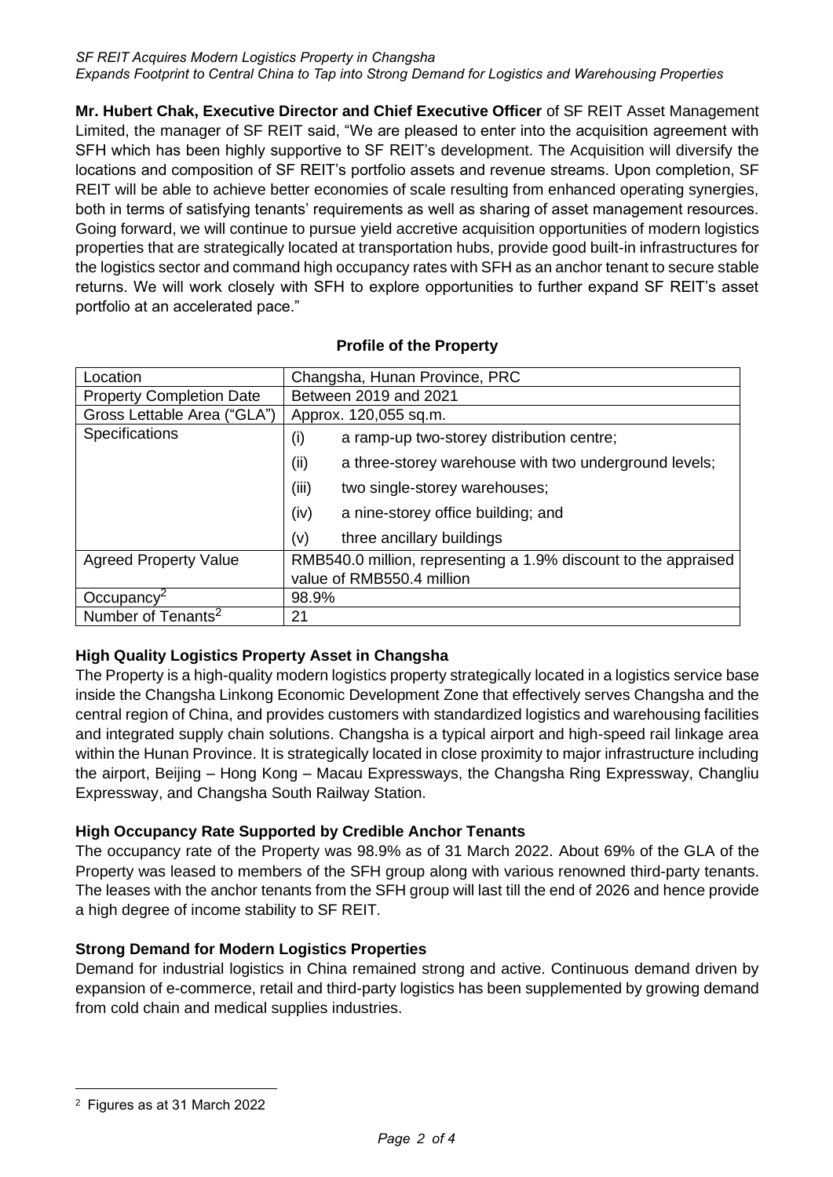**Mr. Hubert Chak, Executive Director and Chief Executive Officer** of SF REIT Asset Management Limited, the manager of SF REIT said, "We are pleased to enter into the acquisition agreement with SFH which has been highly supportive to SF REIT's development. The Acquisition will diversify the locations and composition of SF REIT's portfolio assets and revenue streams. Upon completion, SF REIT will be able to achieve better economies of scale resulting from enhanced operating synergies, both in terms of satisfying tenants' requirements as well as sharing of asset management resources. Going forward, we will continue to pursue yield accretive acquisition opportunities of modern logistics properties that are strategically located at transportation hubs, provide good built-in infrastructures for the logistics sector and command high occupancy rates with SFH as an anchor tenant to secure stable returns. We will work closely with SFH to explore opportunities to further expand SF REIT's asset portfolio at an accelerated pace."

**Profile of the Property**

| Location | Changsha, Hunan Province, PRC |
|---|---|
| Property Completion Date | Between 2019 and 2021 |
| Gross Lettable Area ("GLA") | Approx. 120,055 sq.m. |
| Specifications | (i) a ramp-up two-storey distribution centre;<br>(ii) a three-storey warehouse with two underground levels;<br>(iii) two single-storey warehouses;<br>(iv) a nine-storey office building; and<br>(v) three ancillary buildings |
| Agreed Property Value | RMB540.0 million, representing a 1.9% discount to the appraised value of RMB550.4 million |
| Occupancy[2] | 98.9% |
| Number of Tenants[2] | 21 |

**High Quality Logistics Property Asset in Changsha**

The Property is a high-quality modern logistics property strategically located in a logistics service base inside the Changsha Linkong Economic Development Zone that effectively serves Changsha and the central region of China, and provides customers with standardized logistics and warehousing facilities and integrated supply chain solutions. Changsha is a typical airport and high-speed rail linkage area within the Hunan Province. It is strategically located in close proximity to major infrastructure including the airport, Beijing – Hong Kong – Macau Expressways, the Changsha Ring Expressway, Changliu Expressway, and Changsha South Railway Station.

**High Occupancy Rate Supported by Credible Anchor Tenants**

The occupancy rate of the Property was 98.9% as of 31 March 2022. About 69% of the GLA of the Property was leased to members of the SFH group along with various renowned third-party tenants. The leases with the anchor tenants from the SFH group will last till the end of 2026 and hence provide a high degree of income stability to SF REIT.

**Strong Demand for Modern Logistics Properties**

Demand for industrial logistics in China remained strong and active. Continuous demand driven by expansion of e-commerce, retail and third-party logistics has been supplemented by growing demand from cold chain and medical supplies industries.

[2] Figures as at 31 March 2022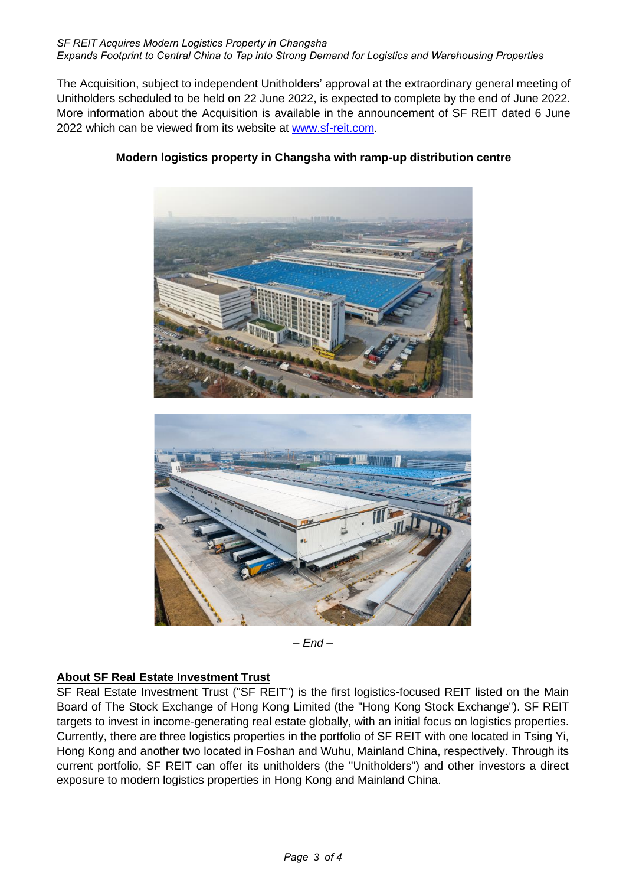The Acquisition, subject to independent Unitholders' approval at the extraordinary general meeting of Unitholders scheduled to be held on 22 June 2022, is expected to complete by the end of June 2022. More information about the Acquisition is available in the announcement of SF REIT dated 6 June 2022 which can be viewed from its website at www.sf-reit.com.

**Modern logistics property in Changsha with ramp-up distribution centre**

*– End –*

**About SF Real Estate Investment Trust**

SF Real Estate Investment Trust ("SF REIT") is the first logistics-focused REIT listed on the Main Board of The Stock Exchange of Hong Kong Limited (the "Hong Kong Stock Exchange"). SF REIT targets to invest in income-generating real estate globally, with an initial focus on logistics properties. Currently, there are three logistics properties in the portfolio of SF REIT with one located in Tsing Yi, Hong Kong and another two located in Foshan and Wuhu, Mainland China, respectively. Through its current portfolio, SF REIT can offer its unitholders (the "Unitholders") and other investors a direct exposure to modern logistics properties in Hong Kong and Mainland China.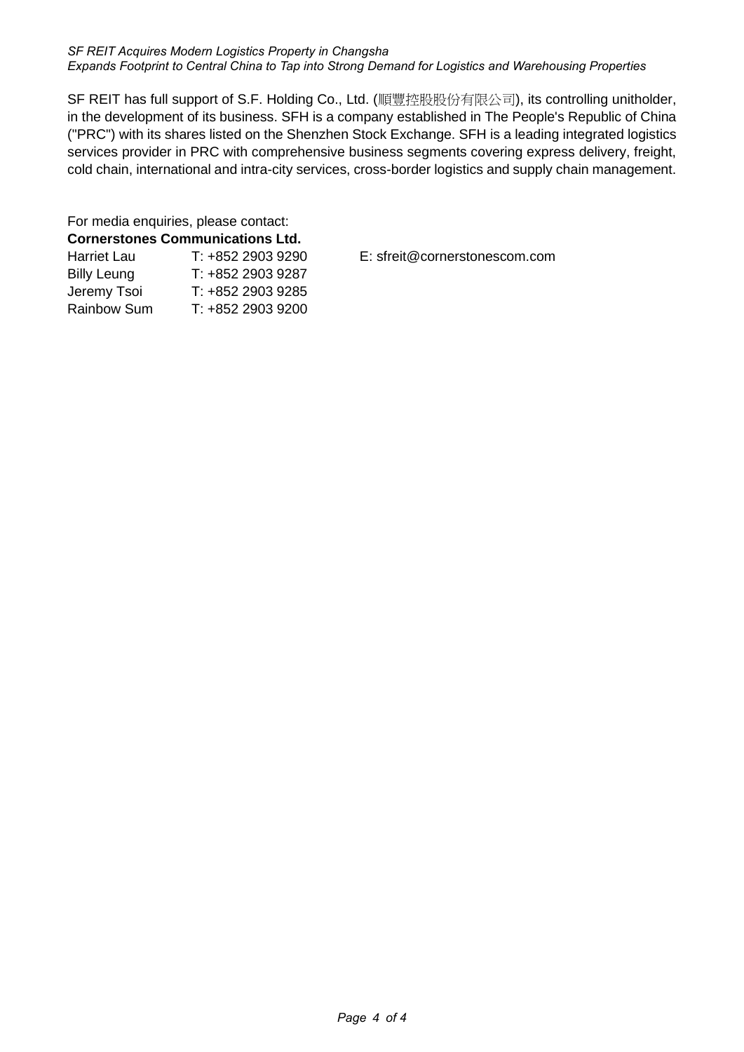SF REIT has full support of S.F. Holding Co., Ltd. (順豐控股股份有限公司), its controlling unitholder, in the development of its business. SFH is a company established in The People's Republic of China ("PRC") with its shares listed on the Shenzhen Stock Exchange. SFH is a leading integrated logistics services provider in PRC with comprehensive business segments covering express delivery, freight, cold chain, international and intra-city services, cross-border logistics and supply chain management.

For media enquiries, please contact:

**Cornerstones Communications Ltd.**

| | | |
|---|---|---|
| Harriet Lau | T: +852 2903 9290 | E: sfreit@cornerstonescom.com |
| Billy Leung | T: +852 2903 9287 | |
| Jeremy Tsoi | T: +852 2903 9285 | |
| Rainbow Sum | T: +852 2903 9200 | |